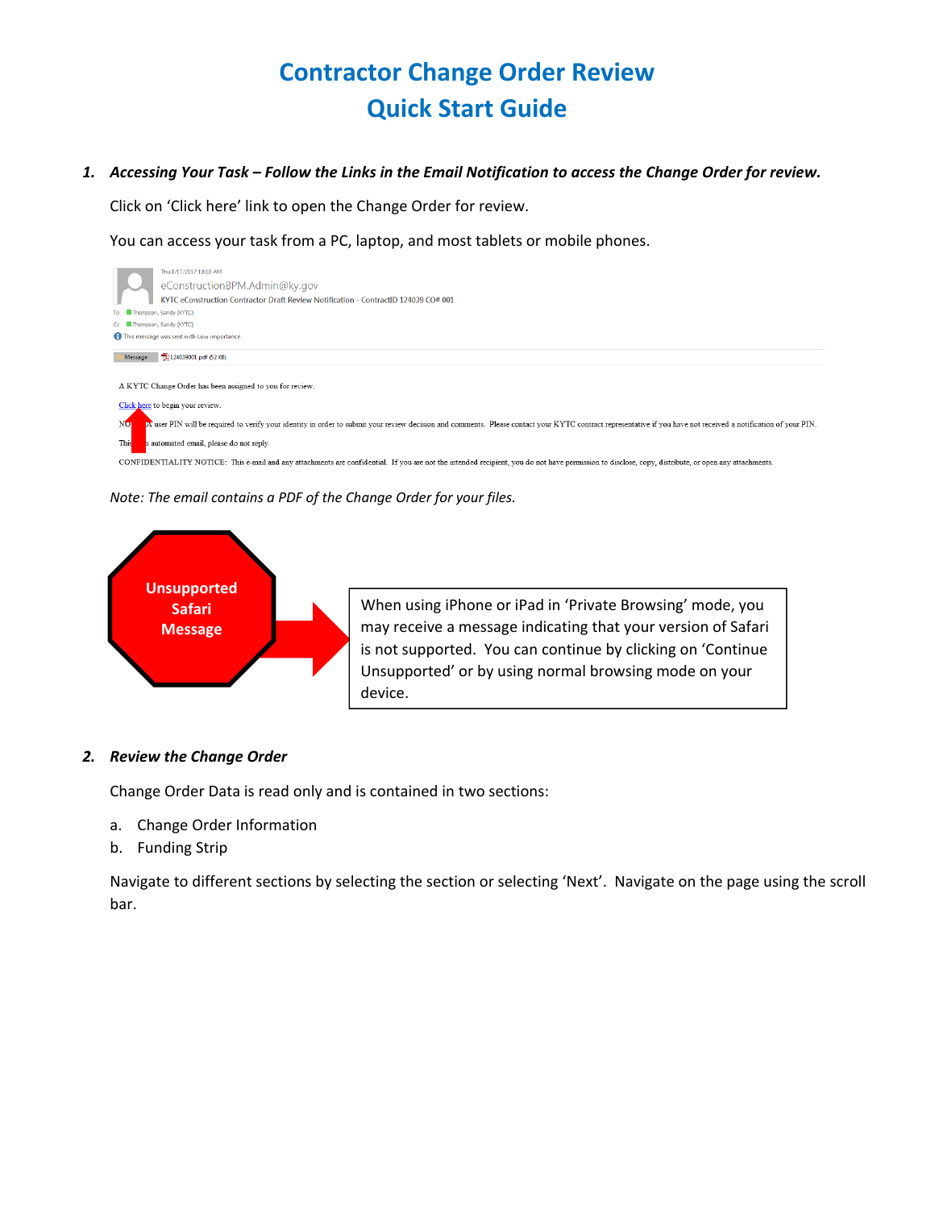# Contractor Change Order Review
# Quick Start Guide

1. ***Accessing Your Task – Follow the Links in the Email Notification to access the Change Order for review.***

   Click on 'Click here' link to open the Change Order for review.

   You can access your task from a PC, laptop, and most tablets or mobile phones.

   Thu 8/17/2017 10:18 AM
   eConstructionBPM.Admin@ky.gov
   KYTC eConstruction Contractor Draft Review Notification - ContractID 124039 CO# 001
   To Thompson, Sandy (KYTC)
   Cc Thompson, Sandy (KYTC)
   This message was sent with Low importance.
   Message 124039001.pdf (52 KB)

   A KYTC Change Order has been assigned to you for review.

   Click here to begin your review.

   NOTE: A user PIN will be required to verify your identity in order to submit your review decision and comments. Please contact your KYTC contract representative if you have not received a notification of your PIN.

   This is an automated email, please do not reply.

   CONFIDENTIALITY NOTICE: This e-mail and any attachments are confidential. If you are not the intended recipient, you do not have permission to disclose, copy, distribute, or open any attachments.

   *Note: The email contains a PDF of the Change Order for your files.*

   **Unsupported Safari Message**

   When using iPhone or iPad in 'Private Browsing' mode, you may receive a message indicating that your version of Safari is not supported. You can continue by clicking on 'Continue Unsupported' or by using normal browsing mode on your device.

2. ***Review the Change Order***

   Change Order Data is read only and is contained in two sections:

   a. Change Order Information
   b. Funding Strip

   Navigate to different sections by selecting the section or selecting 'Next'. Navigate on the page using the scroll bar.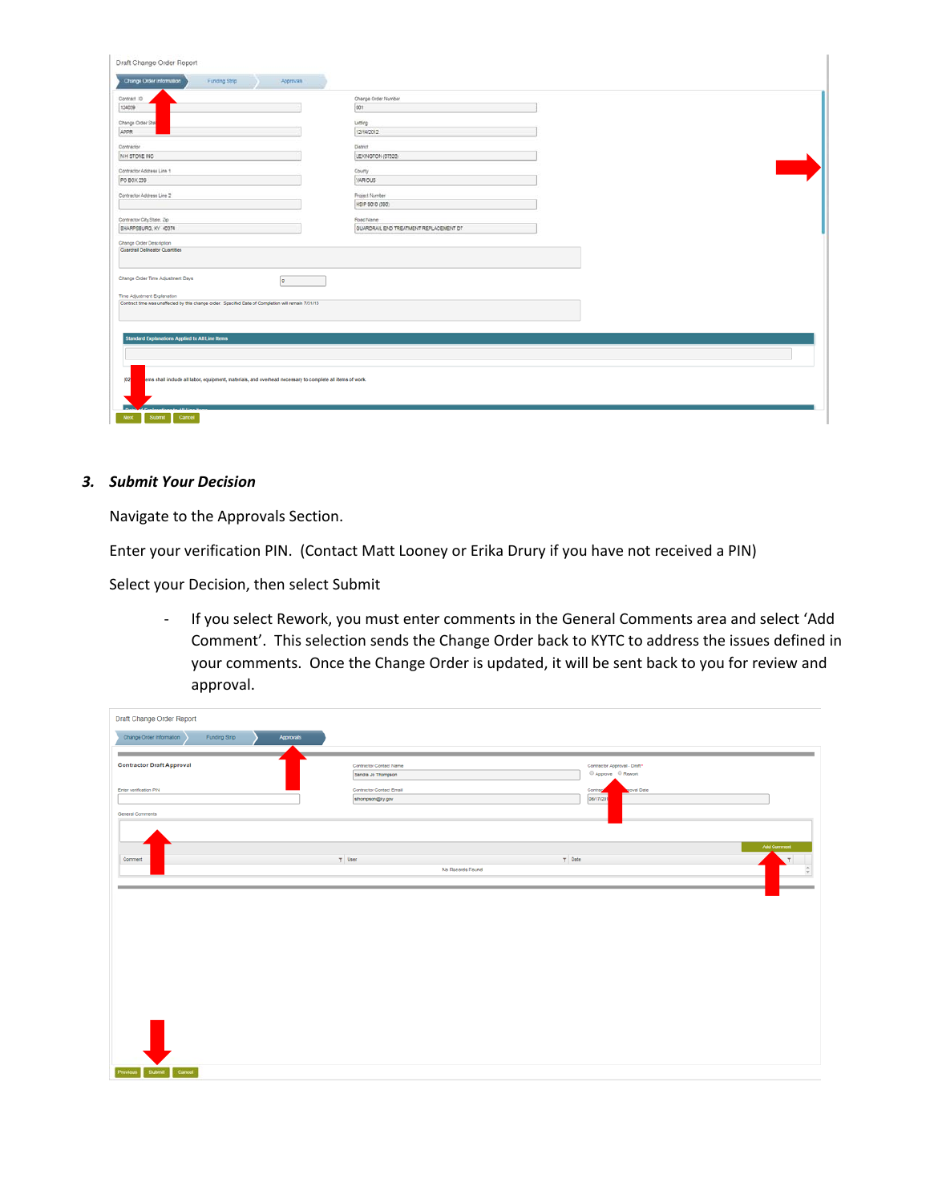### 3. *Submit Your Decision*

Navigate to the Approvals Section.

Enter your verification PIN. (Contact Matt Looney or Erika Drury if you have not received a PIN)

Select your Decision, then select Submit

- If you select Rework, you must enter comments in the General Comments area and select 'Add Comment'. This selection sends the Change Order back to KYTC to address the issues defined in your comments. Once the Change Order is updated, it will be sent back to you for review and approval.